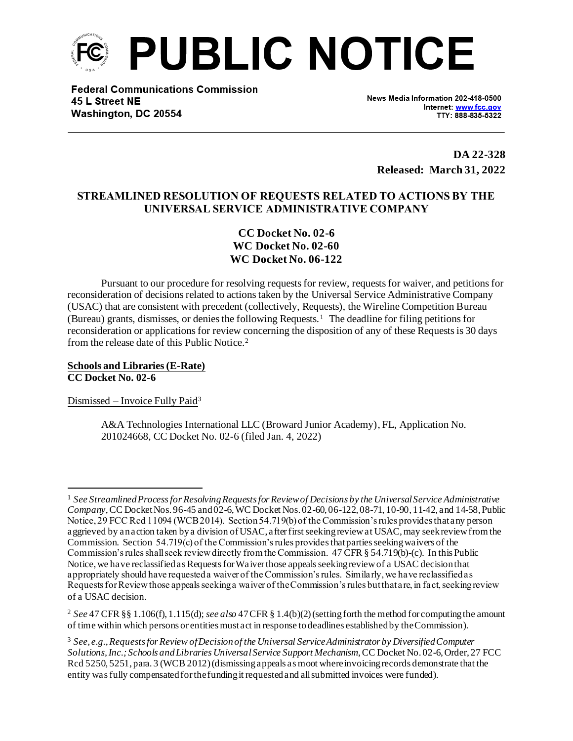# PUBLIC NOTICE

**Federal Communications Commission**
**45 L Street NE**
**Washington, DC 20554**

News Media Information 202-418-0500
Internet: www.fcc.gov
TTY: 888-835-5322

**DA 22-328**
**Released: March 31, 2022**

## STREAMLINED RESOLUTION OF REQUESTS RELATED TO ACTIONS BY THE UNIVERSAL SERVICE ADMINISTRATIVE COMPANY

**CC Docket No. 02-6**
**WC Docket No. 02-60**
**WC Docket No. 06-122**

Pursuant to our procedure for resolving requests for review, requests for waiver, and petitions for reconsideration of decisions related to actions taken by the Universal Service Administrative Company (USAC) that are consistent with precedent (collectively, Requests), the Wireline Competition Bureau (Bureau) grants, dismisses, or denies the following Requests.[1] The deadline for filing petitions for reconsideration or applications for review concerning the disposition of any of these Requests is 30 days from the release date of this Public Notice.[2]

**Schools and Libraries (E-Rate)**
**CC Docket No. 02-6**

Dismissed – Invoice Fully Paid[3]

A&A Technologies International LLC (Broward Junior Academy), FL, Application No. 201024668, CC Docket No. 02-6 (filed Jan. 4, 2022)

---

[1] *See Streamlined Process for Resolving Requests for Review of Decisions by the Universal Service Administrative Company*, CC Docket Nos. 96-45 and 02-6, WC Docket Nos. 02-60, 06-122, 08-71, 10-90, 11-42, and 14-58, Public Notice, 29 FCC Rcd 11094 (WCB 2014). Section 54.719(b) of the Commission's rules provides that any person aggrieved by an action taken by a division of USAC, after first seeking review at USAC, may seek review from the Commission. Section 54.719(c) of the Commission's rules provides that parties seeking waivers of the Commission's rules shall seek review directly from the Commission. 47 CFR § 54.719(b)-(c). In this Public Notice, we have reclassified as Requests for Waiver those appeals seeking review of a USAC decision that appropriately should have requested a waiver of the Commission's rules. Similarly, we have reclassified as Requests for Review those appeals seeking a waiver of the Commission's rules but that are, in fact, seeking review of a USAC decision.

[2] *See* 47 CFR §§ 1.106(f), 1.115(d); *see also* 47 CFR § 1.4(b)(2) (setting forth the method for computing the amount of time within which persons or entities must act in response to deadlines established by the Commission).

[3] *See, e.g.*, *Requests for Review of Decision of the Universal Service Administrator by Diversified Computer Solutions, Inc.; Schools and Libraries Universal Service Support Mechanism*, CC Docket No. 02-6, Order, 27 FCC Rcd 5250, 5251, para. 3 (WCB 2012) (dismissing appeals as moot where invoicing records demonstrate that the entity was fully compensated for the funding it requested and all submitted invoices were funded).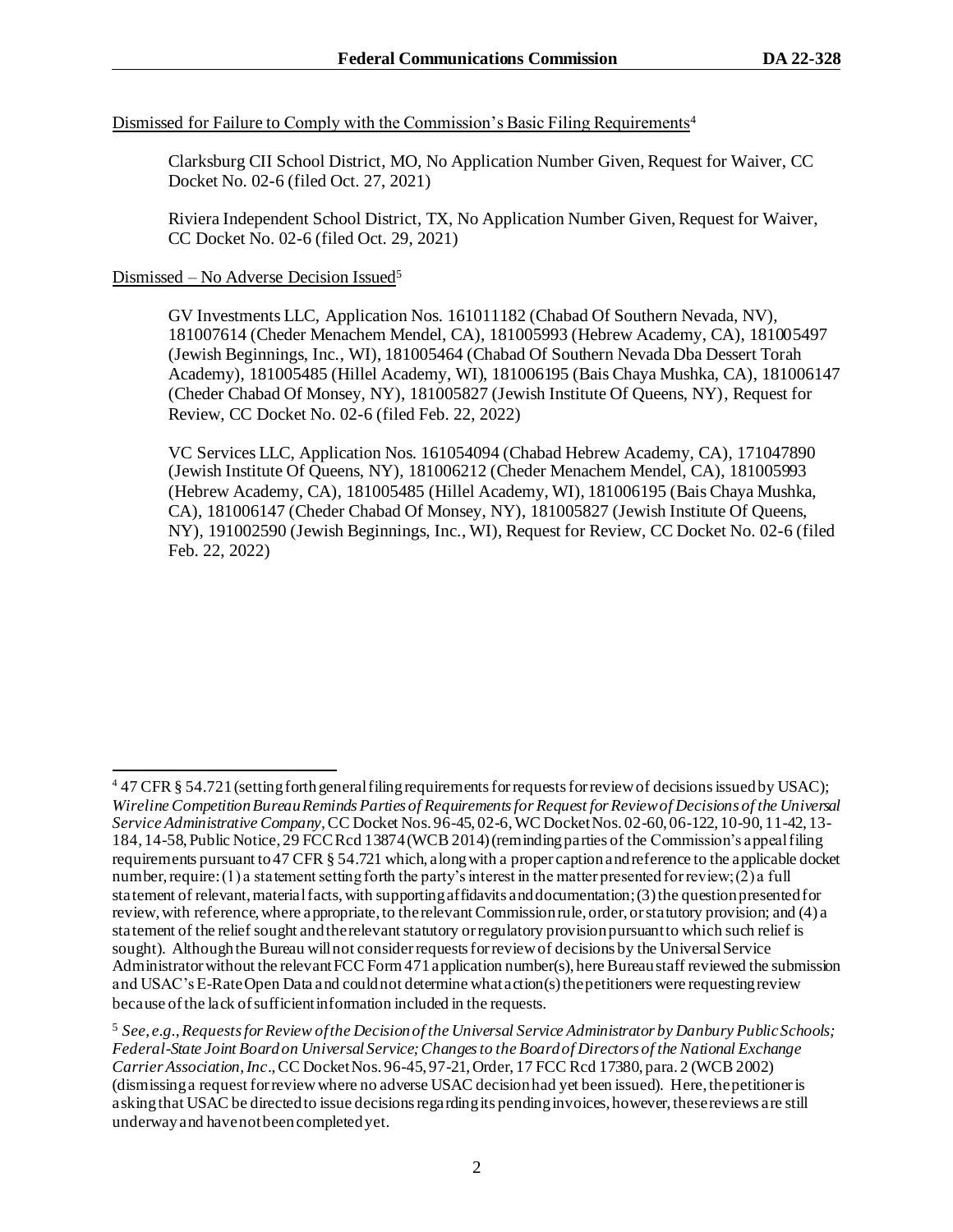Dismissed for Failure to Comply with the Commission's Basic Filing Requirements[4]

Clarksburg CII School District, MO, No Application Number Given, Request for Waiver, CC Docket No. 02-6 (filed Oct. 27, 2021)

Riviera Independent School District, TX, No Application Number Given, Request for Waiver, CC Docket No. 02-6 (filed Oct. 29, 2021)

Dismissed – No Adverse Decision Issued[5]

GV Investments LLC, Application Nos. 161011182 (Chabad Of Southern Nevada, NV), 181007614 (Cheder Menachem Mendel, CA), 181005993 (Hebrew Academy, CA), 181005497 (Jewish Beginnings, Inc., WI), 181005464 (Chabad Of Southern Nevada Dba Dessert Torah Academy), 181005485 (Hillel Academy, WI), 181006195 (Bais Chaya Mushka, CA), 181006147 (Cheder Chabad Of Monsey, NY), 181005827 (Jewish Institute Of Queens, NY), Request for Review, CC Docket No. 02-6 (filed Feb. 22, 2022)

VC Services LLC, Application Nos. 161054094 (Chabad Hebrew Academy, CA), 171047890 (Jewish Institute Of Queens, NY), 181006212 (Cheder Menachem Mendel, CA), 181005993 (Hebrew Academy, CA), 181005485 (Hillel Academy, WI), 181006195 (Bais Chaya Mushka, CA), 181006147 (Cheder Chabad Of Monsey, NY), 181005827 (Jewish Institute Of Queens, NY), 191002590 (Jewish Beginnings, Inc., WI), Request for Review, CC Docket No. 02-6 (filed Feb. 22, 2022)

---

[4] 47 CFR § 54.721 (setting forth general filing requirements for requests for review of decisions issued by USAC); *Wireline Competition Bureau Reminds Parties of Requirements for Request for Review of Decisions of the Universal Service Administrative Company*, CC Docket Nos. 96-45, 02-6, WC Docket Nos. 02-60, 06-122, 10-90, 11-42, 13-184, 14-58, Public Notice, 29 FCC Rcd 13874 (WCB 2014) (reminding parties of the Commission's appeal filing requirements pursuant to 47 CFR § 54.721 which, along with a proper caption and reference to the applicable docket number, require: (1) a statement setting forth the party's interest in the matter presented for review; (2) a full statement of relevant, material facts, with supporting affidavits and documentation; (3) the question presented for review, with reference, where appropriate, to the relevant Commission rule, order, or statutory provision; and (4) a statement of the relief sought and the relevant statutory or regulatory provision pursuant to which such relief is sought). Although the Bureau will not consider requests for review of decisions by the Universal Service Administrator without the relevant FCC Form 471 application number(s), here Bureau staff reviewed the submission and USAC's E-Rate Open Data and could not determine what action(s) the petitioners were requesting review because of the lack of sufficient information included in the requests.

[5] *See, e.g., Requests for Review of the Decision of the Universal Service Administrator by Danbury Public Schools; Federal-State Joint Board on Universal Service; Changes to the Board of Directors of the National Exchange Carrier Association, Inc*., CC Docket Nos. 96-45, 97-21, Order, 17 FCC Rcd 17380, para. 2 (WCB 2002) (dismissing a request for review where no adverse USAC decision had yet been issued). Here, the petitioner is asking that USAC be directed to issue decisions regarding its pending invoices, however, these reviews are still underway and have not been completed yet.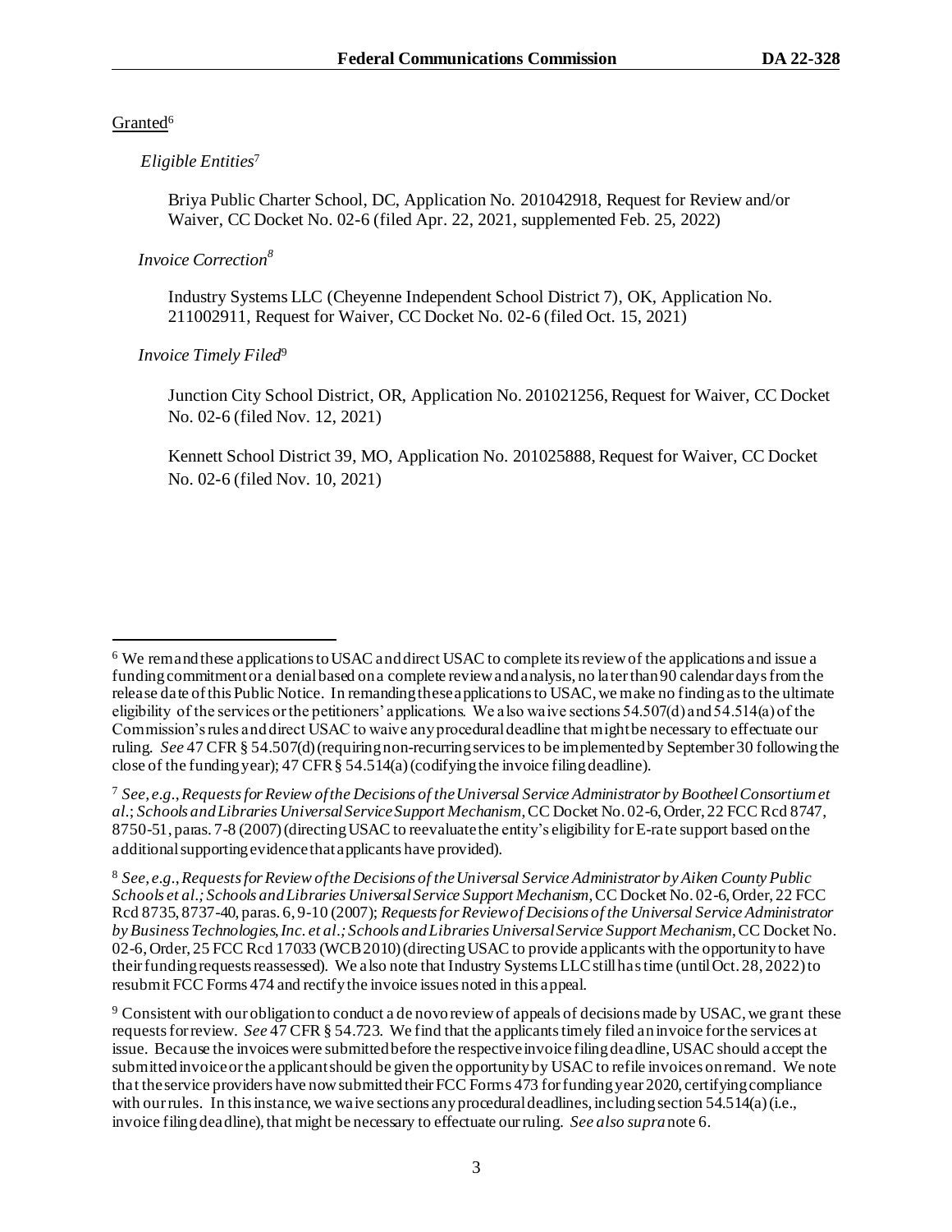Granted[6]

*Eligible Entities*[7]

Briya Public Charter School, DC, Application No. 201042918, Request for Review and/or Waiver, CC Docket No. 02-6 (filed Apr. 22, 2021, supplemented Feb. 25, 2022)

*Invoice Correction*[8]

Industry Systems LLC (Cheyenne Independent School District 7), OK, Application No. 211002911, Request for Waiver, CC Docket No. 02-6 (filed Oct. 15, 2021)

*Invoice Timely Filed*[9]

Junction City School District, OR, Application No. 201021256, Request for Waiver, CC Docket No. 02-6 (filed Nov. 12, 2021)

Kennett School District 39, MO, Application No. 201025888, Request for Waiver, CC Docket No. 02-6 (filed Nov. 10, 2021)

---

[6] We remand these applications to USAC and direct USAC to complete its review of the applications and issue a funding commitment or a denial based on a complete review and analysis, no later than 90 calendar days from the release date of this Public Notice. In remanding these applications to USAC, we make no finding as to the ultimate eligibility of the services or the petitioners' applications. We also waive sections 54.507(d) and 54.514(a) of the Commission's rules and direct USAC to waive any procedural deadline that might be necessary to effectuate our ruling. *See* 47 CFR § 54.507(d) (requiring non-recurring services to be implemented by September 30 following the close of the funding year); 47 CFR § 54.514(a) (codifying the invoice filing deadline).

[7] *See, e.g.*, *Requests for Review of the Decisions of the Universal Service Administrator by Bootheel Consortium et al.*; *Schools and Libraries Universal Service Support Mechanism*, CC Docket No. 02-6, Order, 22 FCC Rcd 8747, 8750-51, paras. 7-8 (2007) (directing USAC to reevaluate the entity's eligibility for E-rate support based on the additional supporting evidence that applicants have provided).

[8] *See, e.g.*, *Requests for Review of the Decisions of the Universal Service Administrator by Aiken County Public Schools et al.; Schools and Libraries Universal Service Support Mechanism*, CC Docket No. 02-6, Order, 22 FCC Rcd 8735, 8737-40, paras. 6, 9-10 (2007); *Requests for Review of Decisions of the Universal Service Administrator by Business Technologies, Inc. et al.; Schools and Libraries Universal Service Support Mechanism*, CC Docket No. 02-6, Order, 25 FCC Rcd 17033 (WCB 2010) (directing USAC to provide applicants with the opportunity to have their funding requests reassessed). We also note that Industry Systems LLC still has time (until Oct. 28, 2022) to resubmit FCC Forms 474 and rectify the invoice issues noted in this appeal.

[9] Consistent with our obligation to conduct a de novo review of appeals of decisions made by USAC, we grant these requests for review. *See* 47 CFR § 54.723. We find that the applicants timely filed an invoice for the services at issue. Because the invoices were submitted before the respective invoice filing deadline, USAC should accept the submitted invoice or the applicant should be given the opportunity by USAC to refile invoices on remand. We note that the service providers have now submitted their FCC Forms 473 for funding year 2020, certifying compliance with our rules. In this instance, we waive sections any procedural deadlines, including section 54.514(a) (i.e., invoice filing deadline), that might be necessary to effectuate our ruling. *See also supra* note 6.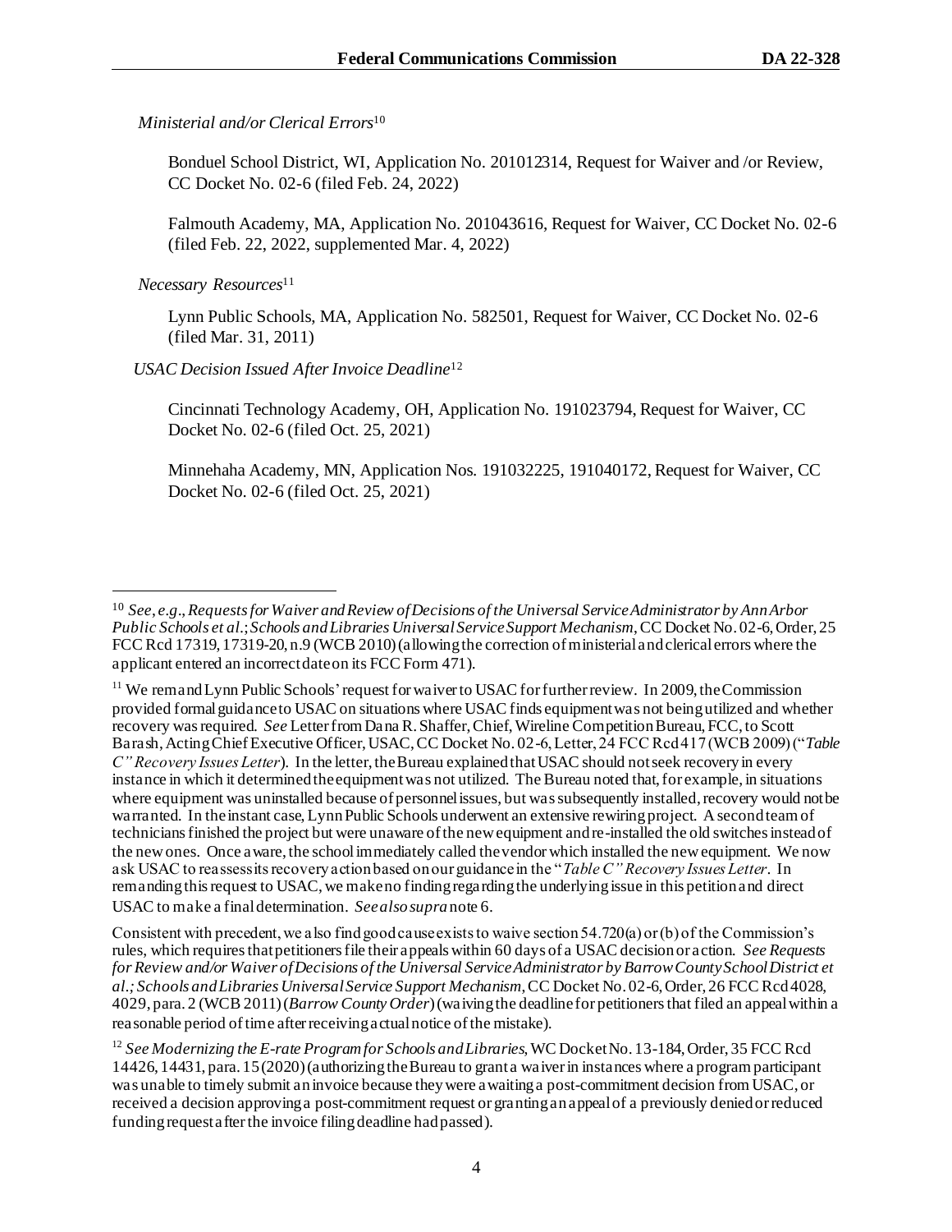*Ministerial and/or Clerical Errors*[10]

Bonduel School District, WI, Application No. 201012314, Request for Waiver and /or Review, CC Docket No. 02-6 (filed Feb. 24, 2022)

Falmouth Academy, MA, Application No. 201043616, Request for Waiver, CC Docket No. 02-6 (filed Feb. 22, 2022, supplemented Mar. 4, 2022)

*Necessary Resources*[11]

Lynn Public Schools, MA, Application No. 582501, Request for Waiver, CC Docket No. 02-6 (filed Mar. 31, 2011)

*USAC Decision Issued After Invoice Deadline*[12]

Cincinnati Technology Academy, OH, Application No. 191023794, Request for Waiver, CC Docket No. 02-6 (filed Oct. 25, 2021)

Minnehaha Academy, MN, Application Nos. 191032225, 191040172, Request for Waiver, CC Docket No. 02-6 (filed Oct. 25, 2021)

---

[10] *See, e.g.*, *Requests for Waiver and Review of Decisions of the Universal Service Administrator by Ann Arbor Public Schools et al.*; *Schools and Libraries Universal Service Support Mechanism*, CC Docket No. 02-6, Order, 25 FCC Rcd 17319, 17319-20, n.9 (WCB 2010) (allowing the correction of ministerial and clerical errors where the applicant entered an incorrect date on its FCC Form 471).

[11] We remand Lynn Public Schools' request for waiver to USAC for further review. In 2009, the Commission provided formal guidance to USAC on situations where USAC finds equipment was not being utilized and whether recovery was required. *See* Letter from Dana R. Shaffer, Chief, Wireline Competition Bureau, FCC, to Scott Barash, Acting Chief Executive Officer, USAC, CC Docket No. 02-6, Letter, 24 FCC Rcd 417 (WCB 2009) ("*Table C" Recovery Issues Letter*). In the letter, the Bureau explained that USAC should not seek recovery in every instance in which it determined the equipment was not utilized. The Bureau noted that, for example, in situations where equipment was uninstalled because of personnel issues, but was subsequently installed, recovery would not be warranted. In the instant case, Lynn Public Schools underwent an extensive rewiring project. A second team of technicians finished the project but were unaware of the new equipment and re-installed the old switches instead of the new ones. Once aware, the school immediately called the vendor which installed the new equipment. We now ask USAC to reassess its recovery action based on our guidance in the "*Table C" Recovery Issues Letter*. In remanding this request to USAC, we make no finding regarding the underlying issue in this petition and direct USAC to make a final determination. *See also supra* note 6.

Consistent with precedent, we also find good cause exists to waive section 54.720(a) or (b) of the Commission's rules, which requires that petitioners file their appeals within 60 days of a USAC decision or action. *See Requests for Review and/or Waiver of Decisions of the Universal Service Administrator by Barrow County School District et al.; Schools and Libraries Universal Service Support Mechanism*, CC Docket No. 02-6, Order, 26 FCC Rcd 4028, 4029, para. 2 (WCB 2011) (*Barrow County Order*) (waiving the deadline for petitioners that filed an appeal within a reasonable period of time after receiving actual notice of the mistake).

[12] *See Modernizing the E-rate Program for Schools and Libraries*, WC Docket No. 13-184, Order, 35 FCC Rcd 14426, 14431, para. 15 (2020) (authorizing the Bureau to grant a waiver in instances where a program participant was unable to timely submit an invoice because they were awaiting a post-commitment decision from USAC, or received a decision approving a post-commitment request or granting an appeal of a previously denied or reduced funding request after the invoice filing deadline had passed).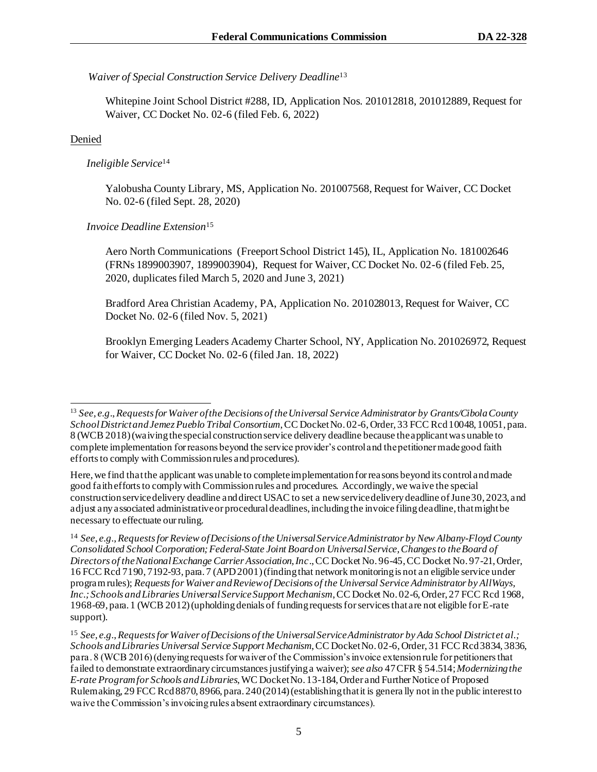*Waiver of Special Construction Service Delivery Deadline*[13]

Whitepine Joint School District #288, ID, Application Nos. 201012818, 201012889, Request for Waiver, CC Docket No. 02-6 (filed Feb. 6, 2022)

Denied

*Ineligible Service*[14]

Yalobusha County Library, MS, Application No. 201007568, Request for Waiver, CC Docket No. 02-6 (filed Sept. 28, 2020)

*Invoice Deadline Extension*[15]

Aero North Communications (Freeport School District 145), IL, Application No. 181002646 (FRNs 1899003907, 1899003904), Request for Waiver, CC Docket No. 02-6 (filed Feb. 25, 2020, duplicates filed March 5, 2020 and June 3, 2021)

Bradford Area Christian Academy, PA, Application No. 201028013, Request for Waiver, CC Docket No. 02-6 (filed Nov. 5, 2021)

Brooklyn Emerging Leaders Academy Charter School, NY, Application No. 201026972, Request for Waiver, CC Docket No. 02-6 (filed Jan. 18, 2022)

---

[13] *See, e.g.*, *Requests for Waiver of the Decisions of the Universal Service Administrator by Grants/Cibola County School District and Jemez Pueblo Tribal Consortium*, CC Docket No. 02-6, Order, 33 FCC Rcd 10048, 10051, para. 8 (WCB 2018) (waiving the special construction service delivery deadline because the applicant was unable to complete implementation for reasons beyond the service provider's control and the petitioner made good faith efforts to comply with Commission rules and procedures).

Here, we find that the applicant was unable to complete implementation for reasons beyond its control and made good faith efforts to comply with Commission rules and procedures. Accordingly, we waive the special construction service delivery deadline and direct USAC to set a new service delivery deadline of June 30, 2023, and adjust any associated administrative or procedural deadlines, including the invoice filing deadline, that might be necessary to effectuate our ruling.

[14] *See, e.g.*, *Requests for Review of Decisions of the Universal Service Administrator by New Albany-Floyd County Consolidated School Corporation; Federal-State Joint Board on Universal Service, Changes to the Board of Directors of the National Exchange Carrier Association, Inc*., CC Docket No. 96-45, CC Docket No. 97-21, Order, 16 FCC Rcd 7190, 7192-93, para. 7 (APD 2001) (finding that network monitoring is not an eligible service under program rules); *Requests for Waiver and Review of Decisions of the Universal Service Administrator by AllWays, Inc.; Schools and Libraries Universal Service Support Mechanism*, CC Docket No. 02-6, Order, 27 FCC Rcd 1968, 1968-69, para. 1 (WCB 2012) (upholding denials of funding requests for services that are not eligible for E-rate support).

[15] *See, e.g.*, *Requests for Waiver of Decisions of the Universal Service Administrator by Ada School District et al.; Schools and Libraries Universal Service Support Mechanism*, CC Docket No. 02-6, Order, 31 FCC Rcd 3834, 3836, para. 8 (WCB 2016) (denying requests for waiver of the Commission's invoice extension rule for petitioners that failed to demonstrate extraordinary circumstances justifying a waiver); *see also* 47 CFR § 54.514; *Modernizing the E-rate Program for Schools and Libraries*, WC Docket No. 13-184, Order and Further Notice of Proposed Rulemaking, 29 FCC Rcd 8870, 8966, para. 240 (2014) (establishing that it is generally not in the public interest to waive the Commission's invoicing rules absent extraordinary circumstances).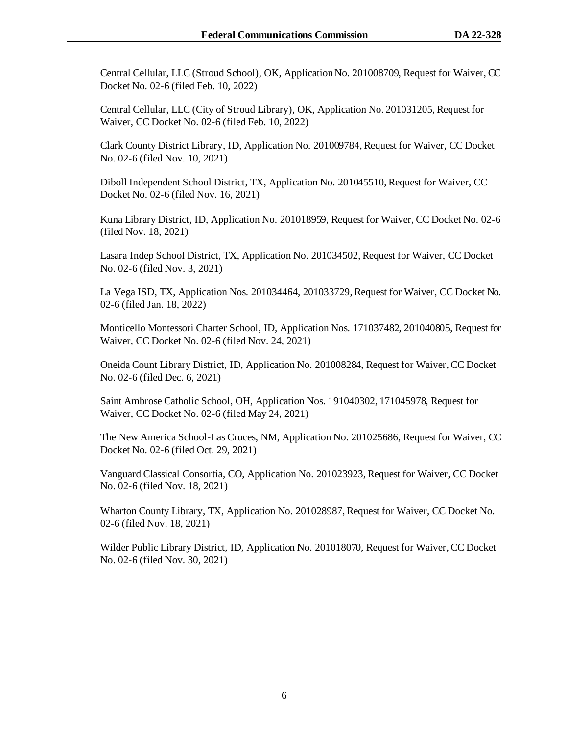Central Cellular, LLC (Stroud School), OK, Application No. 201008709, Request for Waiver, CC Docket No. 02-6 (filed Feb. 10, 2022)

Central Cellular, LLC (City of Stroud Library), OK, Application No. 201031205, Request for Waiver, CC Docket No. 02-6 (filed Feb. 10, 2022)

Clark County District Library, ID, Application No. 201009784, Request for Waiver, CC Docket No. 02-6 (filed Nov. 10, 2021)

Diboll Independent School District, TX, Application No. 201045510, Request for Waiver, CC Docket No. 02-6 (filed Nov. 16, 2021)

Kuna Library District, ID, Application No. 201018959, Request for Waiver, CC Docket No. 02-6 (filed Nov. 18, 2021)

Lasara Indep School District, TX, Application No. 201034502, Request for Waiver, CC Docket No. 02-6 (filed Nov. 3, 2021)

La Vega ISD, TX, Application Nos. 201034464, 201033729, Request for Waiver, CC Docket No. 02-6 (filed Jan. 18, 2022)

Monticello Montessori Charter School, ID, Application Nos. 171037482, 201040805, Request for Waiver, CC Docket No. 02-6 (filed Nov. 24, 2021)

Oneida Count Library District, ID, Application No. 201008284, Request for Waiver, CC Docket No. 02-6 (filed Dec. 6, 2021)

Saint Ambrose Catholic School, OH, Application Nos. 191040302, 171045978, Request for Waiver, CC Docket No. 02-6 (filed May 24, 2021)

The New America School-Las Cruces, NM, Application No. 201025686, Request for Waiver, CC Docket No. 02-6 (filed Oct. 29, 2021)

Vanguard Classical Consortia, CO, Application No. 201023923, Request for Waiver, CC Docket No. 02-6 (filed Nov. 18, 2021)

Wharton County Library, TX, Application No. 201028987, Request for Waiver, CC Docket No. 02-6 (filed Nov. 18, 2021)

Wilder Public Library District, ID, Application No. 201018070, Request for Waiver, CC Docket No. 02-6 (filed Nov. 30, 2021)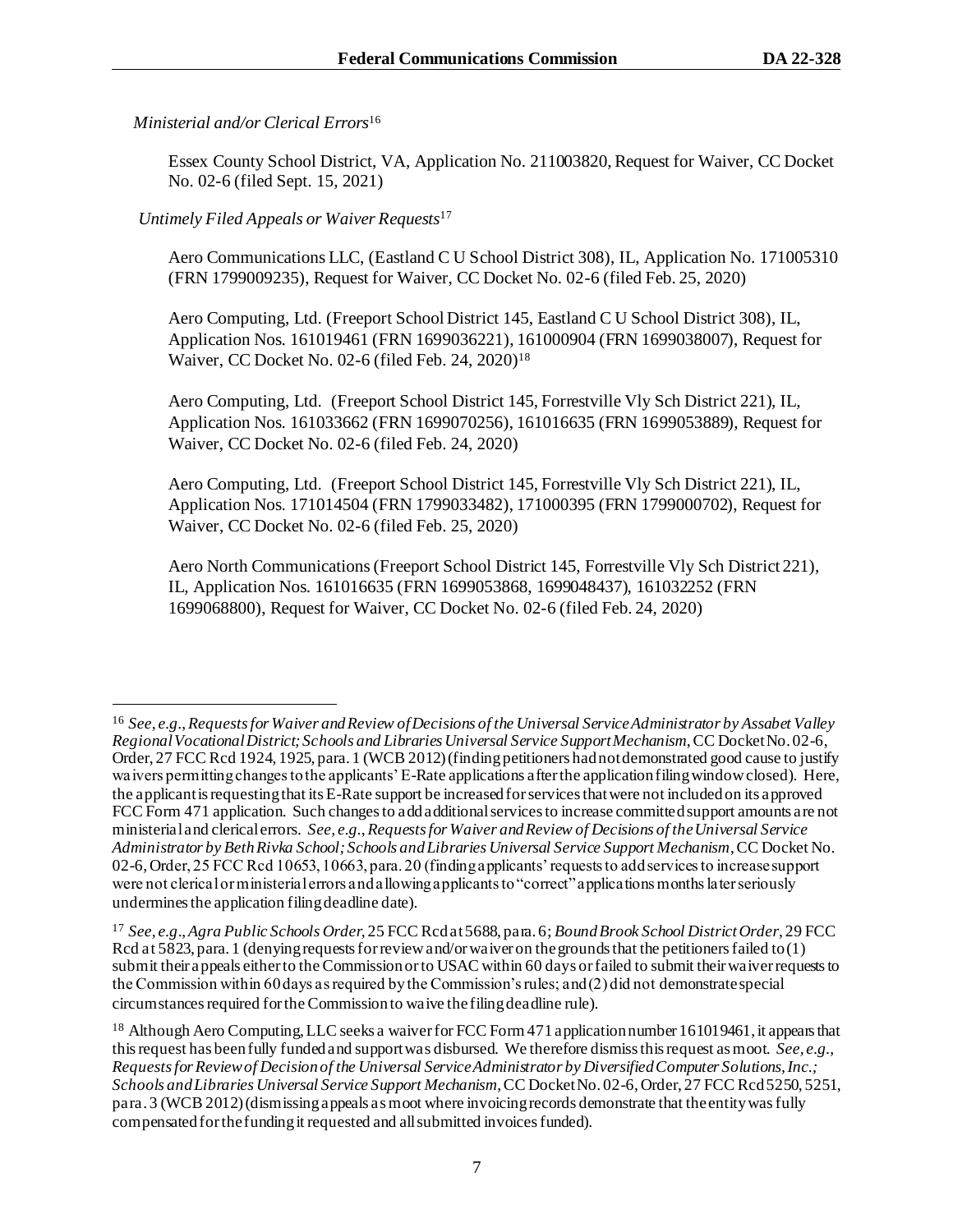*Ministerial and/or Clerical Errors*[16]

Essex County School District, VA, Application No. 211003820, Request for Waiver, CC Docket No. 02-6 (filed Sept. 15, 2021)

*Untimely Filed Appeals or Waiver Requests*[17]

Aero Communications LLC, (Eastland C U School District 308), IL, Application No. 171005310 (FRN 1799009235), Request for Waiver, CC Docket No. 02-6 (filed Feb. 25, 2020)

Aero Computing, Ltd. (Freeport School District 145, Eastland C U School District 308), IL, Application Nos. 161019461 (FRN 1699036221), 161000904 (FRN 1699038007), Request for Waiver, CC Docket No. 02-6 (filed Feb. 24, 2020)[18]

Aero Computing, Ltd. (Freeport School District 145, Forrestville Vly Sch District 221), IL, Application Nos. 161033662 (FRN 1699070256), 161016635 (FRN 1699053889), Request for Waiver, CC Docket No. 02-6 (filed Feb. 24, 2020)

Aero Computing, Ltd. (Freeport School District 145, Forrestville Vly Sch District 221), IL, Application Nos. 171014504 (FRN 1799033482), 171000395 (FRN 1799000702), Request for Waiver, CC Docket No. 02-6 (filed Feb. 25, 2020)

Aero North Communications (Freeport School District 145, Forrestville Vly Sch District 221), IL, Application Nos. 161016635 (FRN 1699053868, 1699048437), 161032252 (FRN 1699068800), Request for Waiver, CC Docket No. 02-6 (filed Feb. 24, 2020)

---

[16] *See, e.g.*, *Requests for Waiver and Review of Decisions of the Universal Service Administrator by Assabet Valley Regional Vocational District; Schools and Libraries Universal Service Support Mechanism*, CC Docket No. 02-6, Order, 27 FCC Rcd 1924, 1925, para. 1 (WCB 2012) (finding petitioners had not demonstrated good cause to justify waivers permitting changes to the applicants' E-Rate applications after the application filing window closed). Here, the applicant is requesting that its E-Rate support be increased for services that were not included on its approved FCC Form 471 application. Such changes to add additional services to increase committed support amounts are not ministerial and clerical errors. *See, e.g.*, *Requests for Waiver and Review of Decisions of the Universal Service Administrator by Beth Rivka School; Schools and Libraries Universal Service Support Mechanism*, CC Docket No. 02-6, Order, 25 FCC Rcd 10653, 10663, para. 20 (finding applicants' requests to add services to increase support were not clerical or ministerial errors and allowing applicants to "correct" applications months later seriously undermines the application filing deadline date).

[17] *See, e.g.*, *Agra Public Schools Order*, 25 FCC Rcd at 5688, para. 6; *Bound Brook School District Order*, 29 FCC Rcd at 5823, para. 1 (denying requests for review and/or waiver on the grounds that the petitioners failed to (1) submit their appeals either to the Commission or to USAC within 60 days or failed to submit their waiver requests to the Commission within 60 days as required by the Commission's rules; and (2) did not demonstrate special circumstances required for the Commission to waive the filing deadline rule).

[18] Although Aero Computing, LLC seeks a waiver for FCC Form 471 application number 161019461, it appears that this request has been fully funded and support was disbursed. We therefore dismiss this request as moot. *See, e.g.*, *Requests for Review of Decision of the Universal Service Administrator by Diversified Computer Solutions, Inc.; Schools and Libraries Universal Service Support Mechanism*, CC Docket No. 02-6, Order, 27 FCC Rcd 5250, 5251, para. 3 (WCB 2012) (dismissing appeals as moot where invoicing records demonstrate that the entity was fully compensated for the funding it requested and all submitted invoices funded).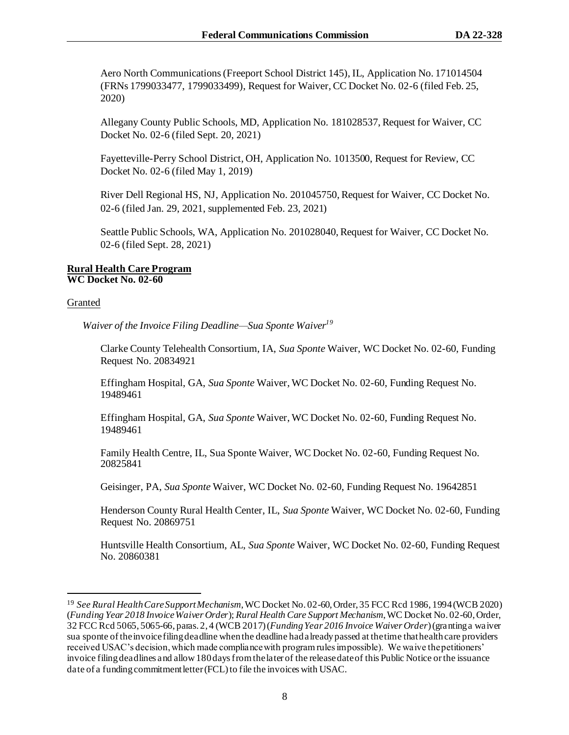Aero North Communications (Freeport School District 145), IL, Application No. 171014504 (FRNs 1799033477, 1799033499), Request for Waiver, CC Docket No. 02-6 (filed Feb. 25, 2020)

Allegany County Public Schools, MD, Application No. 181028537, Request for Waiver, CC Docket No. 02-6 (filed Sept. 20, 2021)

Fayetteville-Perry School District, OH, Application No. 1013500, Request for Review, CC Docket No. 02-6 (filed May 1, 2019)

River Dell Regional HS, NJ, Application No. 201045750, Request for Waiver, CC Docket No. 02-6 (filed Jan. 29, 2021, supplemented Feb. 23, 2021)

Seattle Public Schools, WA, Application No. 201028040, Request for Waiver, CC Docket No. 02-6 (filed Sept. 28, 2021)

**Rural Health Care Program**
**WC Docket No. 02-60**

Granted

*Waiver of the Invoice Filing Deadline—Sua Sponte Waiver*[19]

Clarke County Telehealth Consortium, IA, *Sua Sponte* Waiver, WC Docket No. 02-60, Funding Request No. 20834921

Effingham Hospital, GA, *Sua Sponte* Waiver, WC Docket No. 02-60, Funding Request No. 19489461

Effingham Hospital, GA, *Sua Sponte* Waiver, WC Docket No. 02-60, Funding Request No. 19489461

Family Health Centre, IL, Sua Sponte Waiver, WC Docket No. 02-60, Funding Request No. 20825841

Geisinger, PA, *Sua Sponte* Waiver, WC Docket No. 02-60, Funding Request No. 19642851

Henderson County Rural Health Center, IL, *Sua Sponte* Waiver, WC Docket No. 02-60, Funding Request No. 20869751

Huntsville Health Consortium, AL, *Sua Sponte* Waiver, WC Docket No. 02-60, Funding Request No. 20860381

[19] *See Rural Health Care Support Mechanism*, WC Docket No. 02-60, Order, 35 FCC Rcd 1986, 1994 (WCB 2020) (*Funding Year 2018 Invoice Waiver Order*); *Rural Health Care Support Mechanism*, WC Docket No. 02-60, Order, 32 FCC Rcd 5065, 5065-66, paras. 2, 4 (WCB 2017) (*Funding Year 2016 Invoice Waiver Order*) (granting a waiver sua sponte of the invoice filing deadline when the deadline had already passed at the time that health care providers received USAC's decision, which made compliance with program rules impossible). We waive the petitioners' invoice filing deadlines and allow 180 days from the later of the release date of this Public Notice or the issuance date of a funding commitment letter (FCL) to file the invoices with USAC.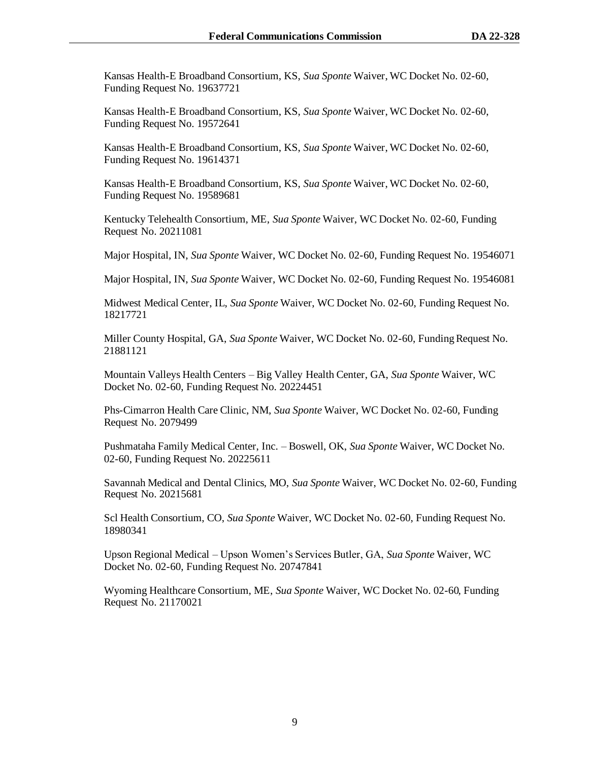Kansas Health-E Broadband Consortium, KS, *Sua Sponte* Waiver, WC Docket No. 02-60, Funding Request No. 19637721

Kansas Health-E Broadband Consortium, KS, *Sua Sponte* Waiver, WC Docket No. 02-60, Funding Request No. 19572641

Kansas Health-E Broadband Consortium, KS, *Sua Sponte* Waiver, WC Docket No. 02-60, Funding Request No. 19614371

Kansas Health-E Broadband Consortium, KS, *Sua Sponte* Waiver, WC Docket No. 02-60, Funding Request No. 19589681

Kentucky Telehealth Consortium, ME, *Sua Sponte* Waiver, WC Docket No. 02-60, Funding Request No. 20211081

Major Hospital, IN, *Sua Sponte* Waiver, WC Docket No. 02-60, Funding Request No. 19546071

Major Hospital, IN, *Sua Sponte* Waiver, WC Docket No. 02-60, Funding Request No. 19546081

Midwest Medical Center, IL, *Sua Sponte* Waiver, WC Docket No. 02-60, Funding Request No. 18217721

Miller County Hospital, GA, *Sua Sponte* Waiver, WC Docket No. 02-60, Funding Request No. 21881121

Mountain Valleys Health Centers – Big Valley Health Center, GA, *Sua Sponte* Waiver, WC Docket No. 02-60, Funding Request No. 20224451

Phs-Cimarron Health Care Clinic, NM, *Sua Sponte* Waiver, WC Docket No. 02-60, Funding Request No. 2079499

Pushmataha Family Medical Center, Inc. – Boswell, OK, *Sua Sponte* Waiver, WC Docket No. 02-60, Funding Request No. 20225611

Savannah Medical and Dental Clinics, MO, *Sua Sponte* Waiver, WC Docket No. 02-60, Funding Request No. 20215681

Scl Health Consortium, CO, *Sua Sponte* Waiver, WC Docket No. 02-60, Funding Request No. 18980341

Upson Regional Medical – Upson Women's Services Butler, GA, *Sua Sponte* Waiver, WC Docket No. 02-60, Funding Request No. 20747841

Wyoming Healthcare Consortium, ME, *Sua Sponte* Waiver, WC Docket No. 02-60, Funding Request No. 21170021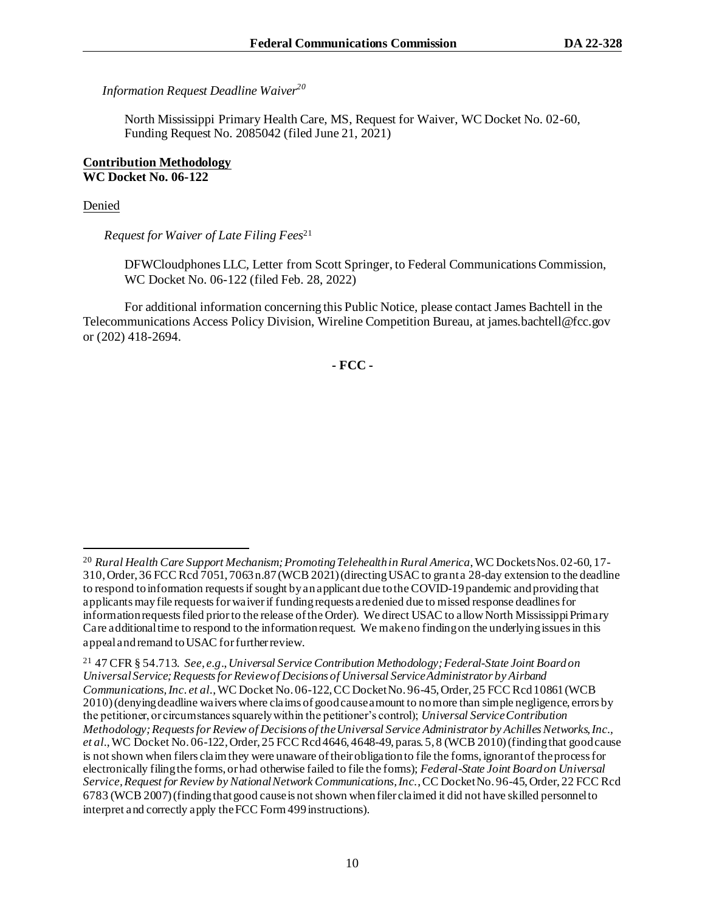*Information Request Deadline Waiver*[20]

North Mississippi Primary Health Care, MS, Request for Waiver, WC Docket No. 02-60, Funding Request No. 2085042 (filed June 21, 2021)

**Contribution Methodology**
**WC Docket No. 06-122**

Denied

*Request for Waiver of Late Filing Fees*[21]

DFWCloudphones LLC, Letter from Scott Springer, to Federal Communications Commission, WC Docket No. 06-122 (filed Feb. 28, 2022)

For additional information concerning this Public Notice, please contact James Bachtell in the Telecommunications Access Policy Division, Wireline Competition Bureau, at james.bachtell@fcc.gov or (202) 418-2694.

**- FCC -**

---

[20] *Rural Health Care Support Mechanism; Promoting Telehealth in Rural America*, WC Dockets Nos. 02-60, 17-310, Order, 36 FCC Rcd 7051, 7063 n.87 (WCB 2021) (directing USAC to grant a 28-day extension to the deadline to respond to information requests if sought by an applicant due to the COVID-19 pandemic and providing that applicants may file requests for waiver if funding requests are denied due to missed response deadlines for information requests filed prior to the release of the Order). We direct USAC to allow North Mississippi Primary Care additional time to respond to the information request. We make no finding on the underlying issues in this appeal and remand to USAC for further review.

[21] 47 CFR § 54.713. *See, e.g.*, *Universal Service Contribution Methodology; Federal-State Joint Board on Universal Service; Requests for Review of Decisions of Universal Service Administrator by Airband Communications, Inc. et al.*, WC Docket No. 06-122, CC Docket No. 96-45, Order, 25 FCC Rcd 10861 (WCB 2010) (denying deadline waivers where claims of good cause amount to no more than simple negligence, errors by the petitioner, or circumstances squarely within the petitioner's control); *Universal Service Contribution Methodology; Requests for Review of Decisions of the Universal Service Administrator by Achilles Networks, Inc., et al.*, WC Docket No. 06-122, Order, 25 FCC Rcd 4646, 4648-49, paras. 5, 8 (WCB 2010) (finding that good cause is not shown when filers claim they were unaware of their obligation to file the forms, ignorant of the process for electronically filing the forms, or had otherwise failed to file the forms); *Federal-State Joint Board on Universal Service, Request for Review by National Network Communications, Inc.*, CC Docket No. 96-45, Order, 22 FCC Rcd 6783 (WCB 2007) (finding that good cause is not shown when filer claimed it did not have skilled personnel to interpret and correctly apply the FCC Form 499 instructions).